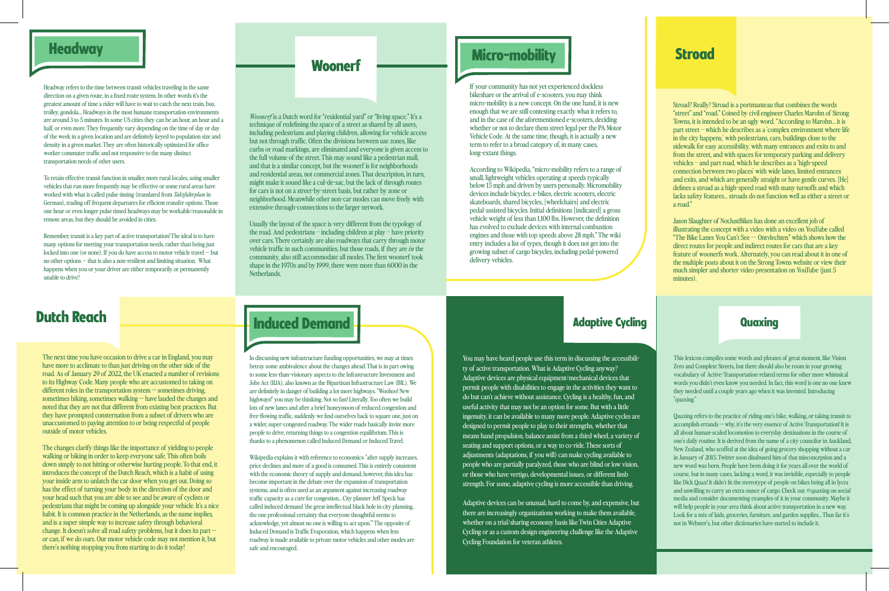## Headway

Headway refers to the time between transit vehicles traveling in the same direction on a given route, in a fixed route system. In other words it's the greatest amount of time a rider will have to wait to catch the next train, bus, trolley, gondola... Headways in the most humane transportation environments are around 3 to 5 minutes. In some US cities they can be an hour, an hour and a half, or even more. They frequently vary depending on the time of day or day of the week in a given location and are definitely keyed to population size and density in a given market. They are often historically optimized for office worker commuter traffic and not responsive to the many distinct transportation needs of other users.

To retain effective transit function in smaller, more rural locales, using smaller vehicles that run more frequently may be effective or some rural areas have worked with what is called pulse timing (translated from *Taktfahrplan* in German), trading off frequent departures for efficient transfer options. Those one hour or even longer pulse timed headways may be workable/reasonable in remote areas, but they should be avoided in cities.

Remember, transit is a key part of active transportation! The ideal is to have many options for meeting your transportation needs, rather than being just locked into one (or none). If you do have access to motor vehicle travel — but no other options — that is also a non-resilient and limiting situation. What happens when you or your driver are either temporarily or permanently unable to drive?

## Woonerf

*Woonerf* is a Dutch word for "residential yard" or "living space." It's a technique of redefining the space of a street as shared by all users, including pedestrians and playing children, allowing for vehicle access but not through traffic. Often the divisions between use zones, like curbs or road markings, are eliminated and everyone is given access to the full volume of the street. This may sound like a pedestrian mall, and that is a similar concept, but the woonerf is for neighborhoods and residential areas, not commercial zones. That description, in turn, might make it sound like a cul-de-sac, but the lack of through routes for cars is not on a street-by-street basis, but rather by zone or neighborhood. Meanwhile other non-car modes can move freely with extensive through-connections to the larger network.

Usually the layout of the space is very different from the typology of the road. And pedestrians – including children at play – have priority over cars. There certainly are also roadways that carry through motor vehicle traffic in such communities, but those roads, if they are *in* the community, also still accommodate all modes. The first woonerf took shape in the 1970s and by 1999, there were more than 6000 in the Netherlands.

## Micro-mobility

If your community has not yet experienced dockless bikeshare or the arrival of e-scooters, you may think micro-mobility is a new concept. On the one hand, it is new enough that we are still contesting exactly what it refers to, and in the case of the aforementioned e-scooters, deciding whether or not to declare them street legal per the PA Motor Vehicle Code. At the same time, though, it is actually a new term to refer to a broad category of, in many cases, long-extant things.

According to Wikipedia, "micro-mobility refers to a range of small, lightweight vehicles operating at speeds typically below 15 mph and driven by users personally. Micromobility devices include bicycles, e-bikes, electric scooters, electric skateboards, shared bicycles, [wheelchairs] and electric pedal-assisted bicycles. Initial definitions [indicated] a gross vehicle weight of less than 1,100 lbs. However, the definition has evolved to exclude devices with internal combustion engines and those with top speeds above 28 mph." The wiki entry includes a list of types, though it does not get into the growing subset of cargo bicycles, including pedal-powered delivery vehicles.

## Stroad

Stroad? Really? Stroad is a portmanteau that combines the words "street" and "road." Coined by civil engineer Charles Marohn of Strong Towns, it is intended to be an ugly word. "According to Marohn... it is part street – which he describes as a 'complex environment where life in the city happens,' with pedestrians, cars, buildings close to the sidewalk for easy accessibility, with many entrances and exits to and from the street, and with spaces for temporary parking and delivery vehicles – and part road, which he describes as a 'high-speed connection between two places' with wide lanes, limited entrances and exits, and which are generally straight or have gentle curves. [He] defines a stroad as a high-speed road with many turnoffs and which lacks safety features... stroads do not function well as either a street or a road."

Jason Slaughter of NotJustBikes has done an excellent job of illustrating the concept with a video with a video on YouTube called "The Bike Lanes You Can't See — Ontvlechten" which shows how the direct routes for people and indirect routes for cars that are a key feature of woonerfs work. Alternately, you can read about it in one of the multiple posts about it on the Strong Towns website or view their much simpler and shorter video presentation on YouTube (just 5 minutes).

## Dutch Reach

The next time you have occasion to drive a car in England, you may have more to acclimate to than just driving on the other side of the road. As of January 29 of 2022, the UK enacted a number of revisions to its Highway Code. Many people who are accustomed to taking on different roles in the transportation system — sometimes driving, sometimes biking, sometimes walking — have lauded the changes and noted that they are not that different from existing best practices. But they have prompted consternation from a subset of drivers who are unaccustomed to paying attention to or being respectful of people outside of motor vehicles.

The changes clarify things like the importance of yielding to people walking or biking in order to keep everyone safe. This often boils down simply to not hitting or otherwise hurting people. To that end, it introduces the concept of the Dutch Reach, which is a habit of using your inside arm to unlatch the car door when you get out. Doing so has the effect of turning your body in the direction of the door and your head such that you are able to see and be aware of cyclists or pedestrians that might be coming up alongside your vehicle. It's a nice habit. It is common practice in the Netherlands, as the name implies, and is a super simple way to increase safety through behavioral change. It doesn't solve all road safety problems, but it does its part — or can, if we do ours. Our motor vehicle code may not mention it, but there's nothing stopping you from starting to do it today!

## Induced Demand

In discussing new infrastructure funding opportunities, we may at times betray some ambivalence about the changes ahead. That is in part owing to some less-than-visionary aspects to the Infrastructure Investment and Jobs Act (IIJA), also known as the Bipartisan Infrastructure Law (BIL). We are definitely in danger of building a lot more highways. "Woohoo! New highways!" you may be thinking. Not so fast! Literally. Too often we build lots of new lanes and after a brief honeymoon of reduced congestion and free-flowing traffic, suddenly we find ourselves back to square one, just on a wider, super-congested roadway. The wider roads basically invite more people to drive, returning things to a congestion equilibrium. This is thanks to a phenomenon called Induced Demand or Induced Travel.

Wikipedia explains it with reference to economics: "after supply increases, price declines and more of a good is consumed. This is entirely consistent with the economic theory of supply and demand; however, this idea has become important in the debate over the expansion of transportation systems, and is often used as an argument against increasing roadway traffic capacity as a cure for congestion... City planner Jeff Speck has called induced demand 'the great intellectual black hole in city planning, the one professional certainty that everyone thoughtful seems to acknowledge, yet almost no one is willing to act upon.'" The opposite of Induced Demand is Traffic Evaporation, which happens when less roadway is made available to private motor vehicles and other modes are safe and encouraged.

## Adaptive Cycling

You may have heard people use this term in discussing the accessibility of active transportation. What is Adaptive Cycling anyway? Adaptive devices are physical equipment/mechanical devices that permit people with disabilities to engage in the activities they want to do but can't achieve without assistance. Cycling is a healthy, fun, and useful activity that may not be an option for some. But with a little ingenuity, it can be available to many more people. Adaptive cycles are designed to permit people to play to their strengths, whether that means hand propulsion, balance assist from a third wheel, a variety of seating and support options, or a way to co-ride. These sorts of adjustments (adaptations, if you will) can make cycling available to people who are partially paralyzed, those who are blind or low vision, or those who have vertigo, developmental issues, or different limb strength. For some, adaptive cycling is more accessible than driving.

Adaptive devices can be unusual, hard to come by, and expensive, but there are increasingly organizations working to make them available, whether on a trial/sharing economy basis like Twin Cities Adaptive Cycling or as a custom design engineering challenge like the Adaptive Cycling Foundation for veteran athletes.

## Quaxing

This lexicon compiles some words and phrases of great moment, like Vision Zero and Complete Streets, but there should also be room in your growing vocabulary of Active-Transportation-related terms for other more whimsical words you didn't even know you needed. In fact, this word is one no one knew they needed until a couple years ago when it was invented. Introducing "quaxing."

Quaxing refers to the practice of riding one's bike, walking, or taking transit to accomplish errands — why, it's the very essence of Active Transportation! It is all about human-scaled locomotion to everyday destinations in the course of one's daily routine. It is derived from the name of a city councilor in Auckland, New Zealand, who scoffed at the idea of going grocery shopping without a car in January of 2015. Twitter soon disabused him of that misconception and a new word was born. People have been doing it for years all over the world of course, but in many cases, lacking a word, it was invisible, especially to people like Dick Quax! It didn't fit the stereotype of people on bikes being all in lycra and unwilling to carry an extra ounce of cargo. Check out #quaxing on social media and consider documenting examples of it in your community. Maybe it will help people in your area think about active transportation in a new way. Look for a mix of kids, groceries, furniture, and garden supplies... Thus far it's not in Webster's, but other dictionaries have started to include it.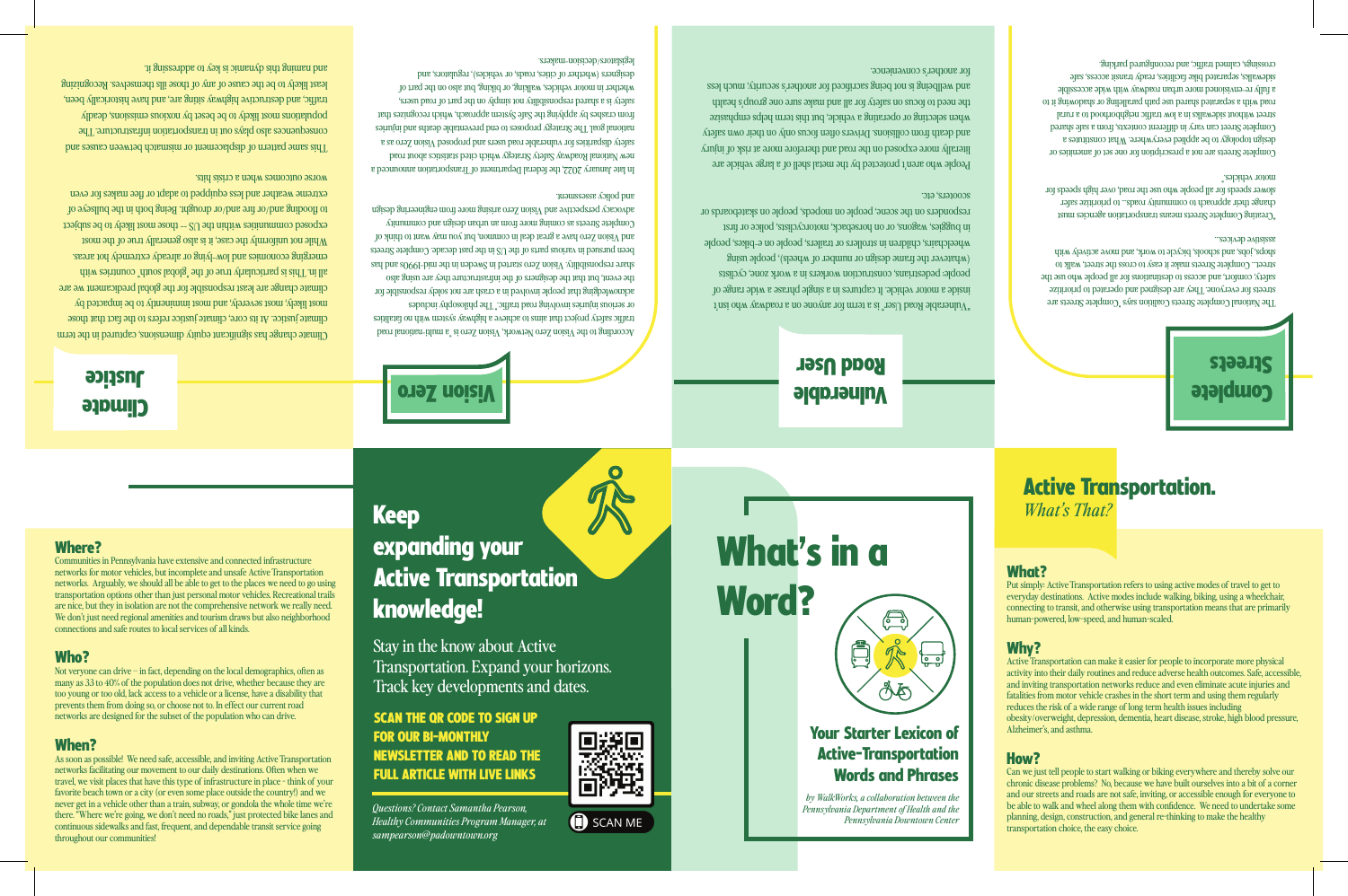# What's in a Word?

## Your Starter Lexicon of Active-Transportation Words and Phrases

*by WalkWorks, a collaboration between the Pennsylvania Department of Health and the Pennsylvania Downtown Center*

## Active Transportation. *What's That?*

### What?

Put simply: Active Transportation refers to using active modes of travel to get to everyday destinations. Active modes include walking, biking, using a wheelchair, connecting to transit, and otherwise using transportation means that are primarily human-powered, low-speed, and human-scaled.

### Why?

Active Transportation can make it easier for people to incorporate more physical activity into their daily routines and reduce adverse health outcomes. Safe, accessible, and inviting transportation networks reduce and even eliminate acute injuries and fatalities from motor vehicle crashes in the short term and using them regularly reduces the risk of a wide range of long term health issues including obesity/overweight, depression, dementia, heart disease, stroke, high blood pressure, Alzheimer's, and asthma.

### How?

Can we just tell people to start walking or biking everywhere and thereby solve our chronic disease problems? No, because we have built ourselves into a bit of a corner and our streets and roads are not safe, inviting, or accessible enough for everyone to be able to walk and wheel along them with confidence. We need to undertake some planning, design, construction, and general re-thinking to make the healthy transportation choice, the easy choice.

### Where?

Communities in Pennsylvania have extensive and connected infrastructure networks for motor vehicles, but incomplete and unsafe Active Transportation networks. Arguably, we should all be able to get to the places we need to go using transportation options other than just personal motor vehicles. Recreational trails are nice, but they in isolation are not the comprehensive network we really need. We don't just need regional amenities and tourism draws but also neighborhood connections and safe routes to local services of all kinds.

### Who?

Not everyone can drive – in fact, depending on the local demographics, often as many as 33 to 40% of the population does not drive, whether because they are too young or too old, lack access to a vehicle or a license, have a disability that prevents them from doing so, or choose not to. In effect our current road networks are designed for the subset of the population who can drive.

### When?

As soon as possible! We need safe, accessible, and inviting Active Transportation networks facilitating our movement to our daily destinations. Often when we travel, we visit places that have this type of infrastructure in place – think of your favorite beach town or a city (or even some place outside the country!) and we never get in a vehicle other than a train, subway, or gondola the whole time we're there. "Where we're going, we don't need no roads," just protected bike lanes and continuous sidewalks and fast, frequent, and dependable transit service going throughout our communities!

## Keep expanding your Active Transportation knowledge!

Stay in the know about Active Transportation. Expand your horizons. Track key developments and dates.

**SCAN THE QR CODE TO SIGN UP FOR OUR BI-MONTHLY NEWSLETTER AND TO READ THE FULL ARTICLE WITH LIVE LINKS**

SCAN ME

*Questions? Contact Samantha Pearson, Healthy Communities Program Manager, at sampearson@padowntown.org*

## Complete Streets

The National Complete Streets Coalition says "Complete Streets are streets for everyone. They are designed and operated to prioritize safety, comfort, and access to destinations for all people who use the street...Complete Streets make it easy to cross the street, walk to shops, jobs, and schools, bicycle to work, and move actively with assistive devices...

"Creating Complete Streets means transportation agencies must change their approach to community roads...to prioritize safer slower speeds for all people who use the road, over high speeds for motor vehicles."

Complete Streets are not a prescription for one set of amenities or design typology to be applied everywhere. What constitutes a Complete Street can vary in different contexts, from a safe shared street without sidewalks in a low traffic neighborhood to a rural road with a separated shared use path paralleling or shadowing it to a fully re-envisioned more urban roadway with wide accessible sidewalks, separated bike facilities, ready transit access, safe crossings, calmed traffic, and reconfigured parking.

## Vulnerable Road User

"Vulnerable Road User" is a term for anyone on a roadway who isn't inside a motor vehicle. It captures in a single phrase a wide range of people: pedestrians, construction workers in a work zone, cyclists (whatever the frame design or number of wheels), people using wheelchairs, children in strollers or trailers, people on e-bikes, people in buggies, wagons, on horseback, motorcyclists, police or first responders on the scene, people on mopeds, people on skateboards or scooters, etc.

People who aren't protected by the metal shell of a large vehicle are literally more exposed on the road and therefore more at risk of injury and death from collisions. Drivers often focus only on their own safety when selecting or operating a vehicle, but this term helps emphasize the need to focus on safety for all and make sure one group's health and wellbeing is not being sacrificed for another's security, much less for another's convenience.

## Vision Zero

According to the Vision Zero Network, Vision Zero is "a multi-national road traffic safety project that aims to achieve a highway system with no fatalities or serious injuries involving road traffic." The philosophy includes acknowledging that people involved in a crash are not solely responsible for the event, but that the designers of the infrastructure they are using also share responsibility. Vision Zero started in Sweden in the mid-1990s and has been pursued in various parts of the US in the past decade. Complete Streets and Vision Zero have a great deal in common, but you may want to think of Complete Streets as coming more from an urban design and community advocacy perspective and Vision Zero arising more from engineering design and policy assessment.

In late January 2022, the federal Department of Transportation announced a new National Roadway Safety Strategy which cited statistics about road safety disparities for vulnerable road users and proposed Vision Zero as a national goal. The Strategy proposes to end preventable deaths and injuries from crashes by applying the Safe System approach, which recognizes that safety is a shared responsibility not simply on the part of road users, whether in motor vehicles, walking, or biking, but also on the part of designers (whether of cities, roads, or vehicles), regulators, and legislators/decision-makers.

## Climate Justice

Climate change has significant equity dimensions, captured in the term climate justice. At its core, climate justice refers to the fact that those most likely, most severely, and most imminently to be impacted by climate change are least responsible for the global predicament we are all in. This is particularly true of the "global south" countries with emerging economies and low-lying or already extremely hot areas. While not uniformly the case, it is also generally true of the most exposed communities within the US – those most likely to be subject to flooding and/or fire and/or drought. Being both in the bullseye of extreme weather and less equipped to adapt or flee makes for even worse outcomes when a crisis hits.

This same pattern of displacement or mismatch between causes and consequences also plays out in transportation infrastructure. The populations most likely to be beset by noxious emissions, deadly traffic, and destructive highway siting are, and have historically been, least likely to be the cause of any of those ills themselves. Recognizing and naming this dynamic is key to addressing it.